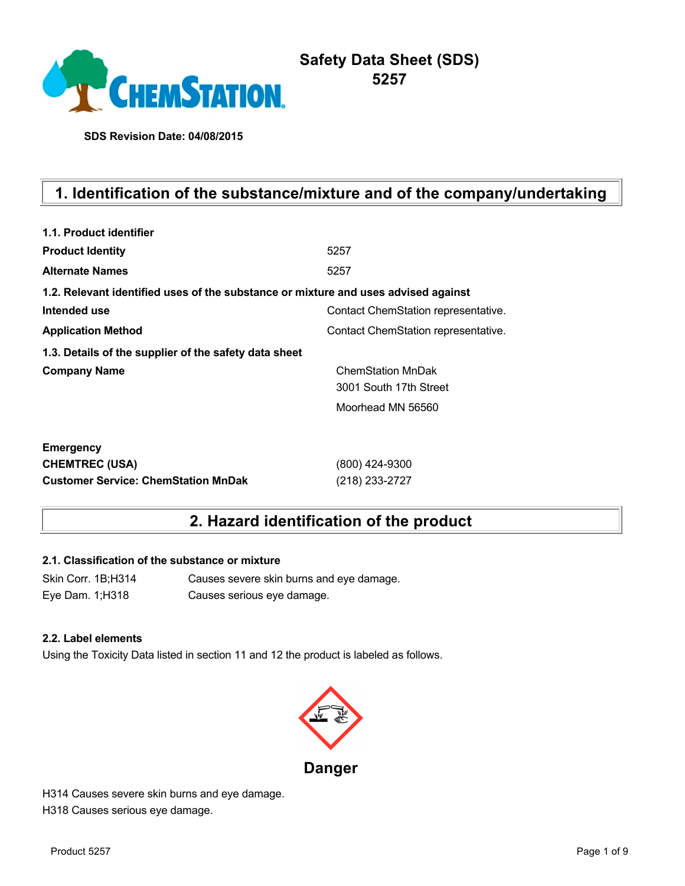# Safety Data Sheet (SDS)
# 5257

**SDS Revision Date: 04/08/2015**

## 1. Identification of the substance/mixture and of the company/undertaking

**1.1. Product identifier**

| | |
|---|---|
| **Product Identity** | 5257 |
| **Alternate Names** | 5257 |

**1.2. Relevant identified uses of the substance or mixture and uses advised against**

| | |
|---|---|
| **Intended use** | Contact ChemStation representative. |
| **Application Method** | Contact ChemStation representative. |

**1.3. Details of the supplier of the safety data sheet**

| | |
|---|---|
| **Company Name** | ChemStation MnDak<br>3001 South 17th Street<br>Moorhead MN 56560 |

| | |
|---|---|
| **Emergency** | |
| **CHEMTREC (USA)** | (800) 424-9300 |
| **Customer Service: ChemStation MnDak** | (218) 233-2727 |

## 2. Hazard identification of the product

**2.1. Classification of the substance or mixture**

| | |
|---|---|
| Skin Corr. 1B;H314 | Causes severe skin burns and eye damage. |
| Eye Dam. 1;H318 | Causes serious eye damage. |

**2.2. Label elements**

Using the Toxicity Data listed in section 11 and 12 the product is labeled as follows.

**Danger**

H314 Causes severe skin burns and eye damage.
H318 Causes serious eye damage.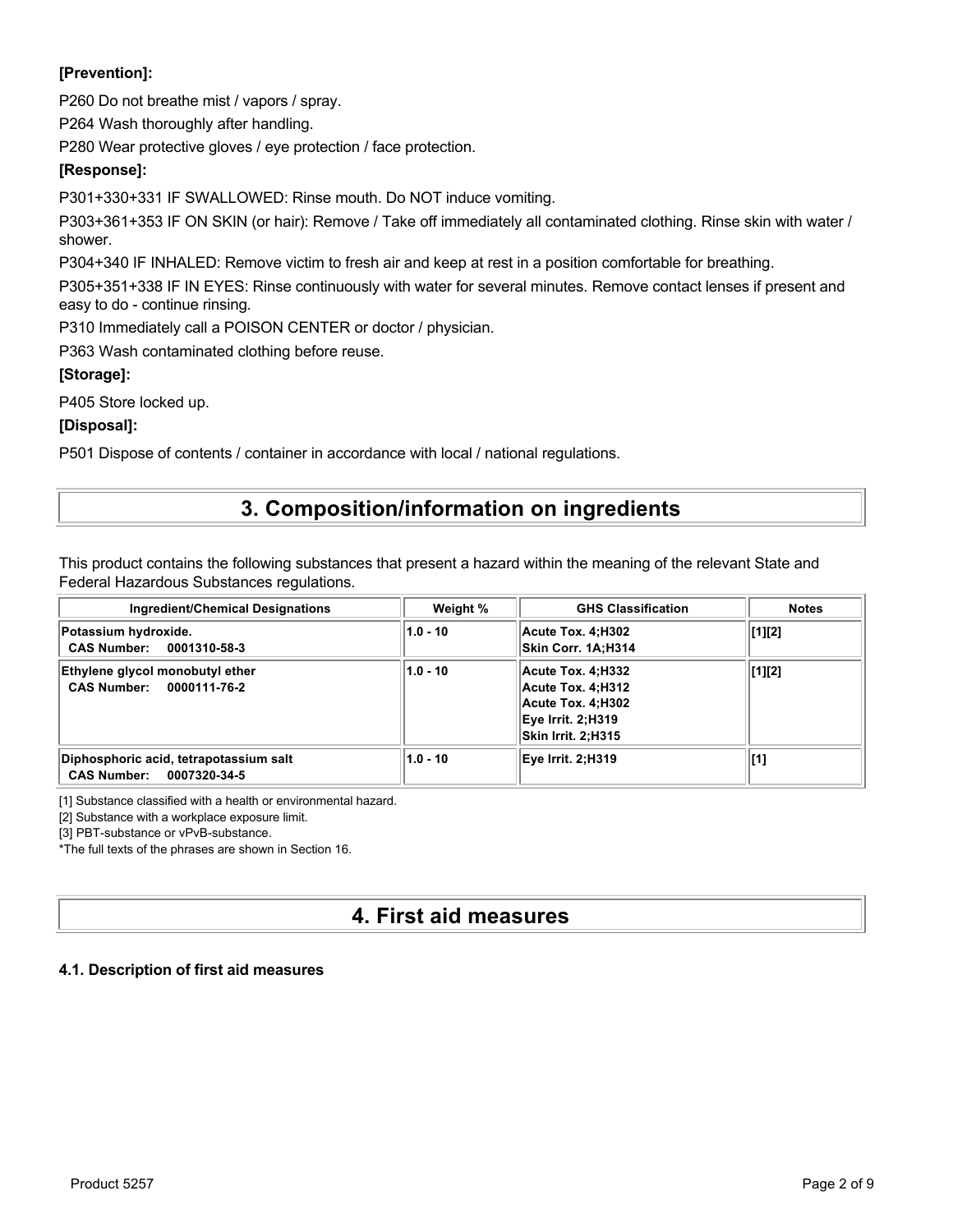**[Prevention]:**

P260 Do not breathe mist / vapors / spray.

P264 Wash thoroughly after handling.

P280 Wear protective gloves / eye protection / face protection.

**[Response]:**

P301+330+331 IF SWALLOWED: Rinse mouth. Do NOT induce vomiting.

P303+361+353 IF ON SKIN (or hair): Remove / Take off immediately all contaminated clothing. Rinse skin with water / shower.

P304+340 IF INHALED: Remove victim to fresh air and keep at rest in a position comfortable for breathing.

P305+351+338 IF IN EYES: Rinse continuously with water for several minutes. Remove contact lenses if present and easy to do - continue rinsing.

P310 Immediately call a POISON CENTER or doctor / physician.

P363 Wash contaminated clothing before reuse.

**[Storage]:**

P405 Store locked up.

**[Disposal]:**

P501 Dispose of contents / container in accordance with local / national regulations.

# 3. Composition/information on ingredients

This product contains the following substances that present a hazard within the meaning of the relevant State and Federal Hazardous Substances regulations.

| Ingredient/Chemical Designations | Weight % | GHS Classification | Notes |
|---|---|---|---|
| **Potassium hydroxide.**<br>**CAS Number: 0001310-58-3** | **1.0 - 10** | **Acute Tox. 4;H302**<br>**Skin Corr. 1A;H314** | **[1][2]** |
| **Ethylene glycol monobutyl ether**<br>**CAS Number: 0000111-76-2** | **1.0 - 10** | **Acute Tox. 4;H332**<br>**Acute Tox. 4;H312**<br>**Acute Tox. 4;H302**<br>**Eye Irrit. 2;H319**<br>**Skin Irrit. 2;H315** | **[1][2]** |
| **Diphosphoric acid, tetrapotassium salt**<br>**CAS Number: 0007320-34-5** | **1.0 - 10** | **Eye Irrit. 2;H319** | **[1]** |

[1] Substance classified with a health or environmental hazard.

[2] Substance with a workplace exposure limit.

[3] PBT-substance or vPvB-substance.

*The full texts of the phrases are shown in Section 16.

# 4. First aid measures

### 4.1. Description of first aid measures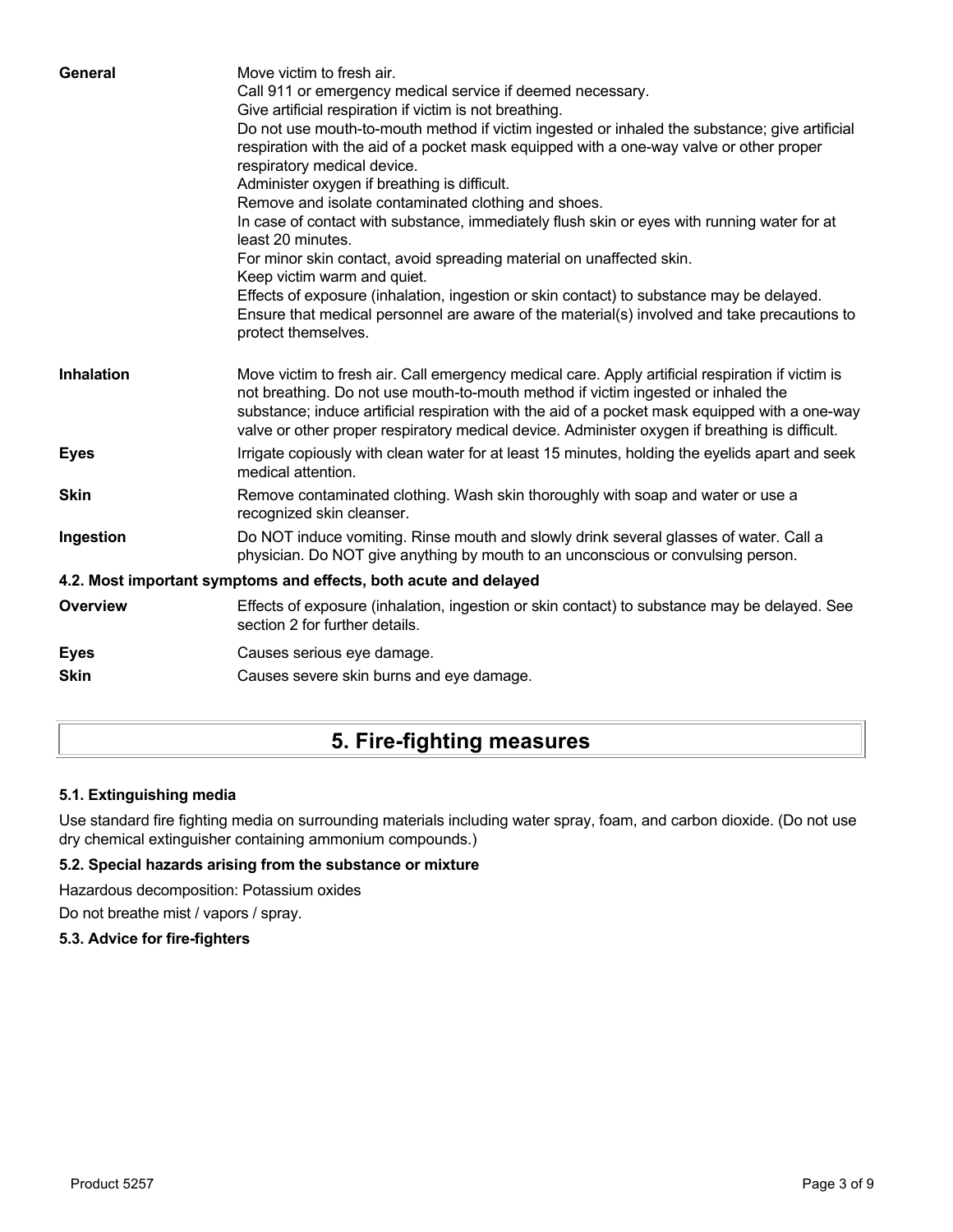| | |
|---|---|
| **General** | Move victim to fresh air.<br>Call 911 or emergency medical service if deemed necessary.<br>Give artificial respiration if victim is not breathing.<br>Do not use mouth-to-mouth method if victim ingested or inhaled the substance; give artificial respiration with the aid of a pocket mask equipped with a one-way valve or other proper respiratory medical device.<br>Administer oxygen if breathing is difficult.<br>Remove and isolate contaminated clothing and shoes.<br>In case of contact with substance, immediately flush skin or eyes with running water for at least 20 minutes.<br>For minor skin contact, avoid spreading material on unaffected skin.<br>Keep victim warm and quiet.<br>Effects of exposure (inhalation, ingestion or skin contact) to substance may be delayed.<br>Ensure that medical personnel are aware of the material(s) involved and take precautions to protect themselves. |
| **Inhalation** | Move victim to fresh air. Call emergency medical care. Apply artificial respiration if victim is not breathing. Do not use mouth-to-mouth method if victim ingested or inhaled the substance; induce artificial respiration with the aid of a pocket mask equipped with a one-way valve or other proper respiratory medical device. Administer oxygen if breathing is difficult. |
| **Eyes** | Irrigate copiously with clean water for at least 15 minutes, holding the eyelids apart and seek medical attention. |
| **Skin** | Remove contaminated clothing. Wash skin thoroughly with soap and water or use a recognized skin cleanser. |
| **Ingestion** | Do NOT induce vomiting. Rinse mouth and slowly drink several glasses of water. Call a physician. Do NOT give anything by mouth to an unconscious or convulsing person. |

### 4.2. Most important symptoms and effects, both acute and delayed

| | |
|---|---|
| **Overview** | Effects of exposure (inhalation, ingestion or skin contact) to substance may be delayed. See section 2 for further details. |
| **Eyes** | Causes serious eye damage. |
| **Skin** | Causes severe skin burns and eye damage. |

## 5. Fire-fighting measures

### 5.1. Extinguishing media

Use standard fire fighting media on surrounding materials including water spray, foam, and carbon dioxide. (Do not use dry chemical extinguisher containing ammonium compounds.)

### 5.2. Special hazards arising from the substance or mixture

Hazardous decomposition: Potassium oxides

Do not breathe mist / vapors / spray.

### 5.3. Advice for fire-fighters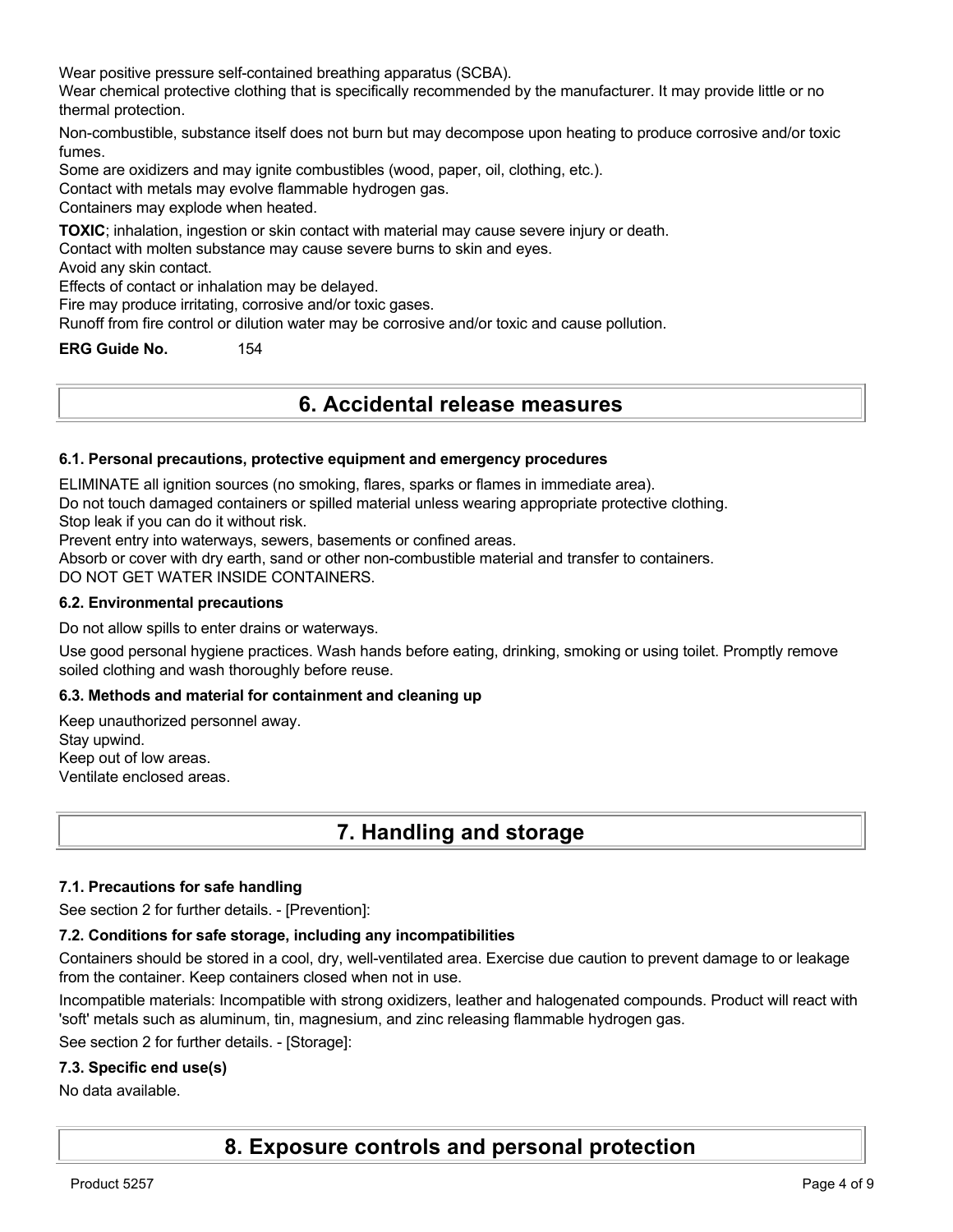Wear positive pressure self-contained breathing apparatus (SCBA).
Wear chemical protective clothing that is specifically recommended by the manufacturer. It may provide little or no thermal protection.

Non-combustible, substance itself does not burn but may decompose upon heating to produce corrosive and/or toxic fumes.
Some are oxidizers and may ignite combustibles (wood, paper, oil, clothing, etc.).
Contact with metals may evolve flammable hydrogen gas.
Containers may explode when heated.

**TOXIC**; inhalation, ingestion or skin contact with material may cause severe injury or death.
Contact with molten substance may cause severe burns to skin and eyes.
Avoid any skin contact.
Effects of contact or inhalation may be delayed.
Fire may produce irritating, corrosive and/or toxic gases.
Runoff from fire control or dilution water may be corrosive and/or toxic and cause pollution.

**ERG Guide No.** 154

# 6. Accidental release measures

### 6.1. Personal precautions, protective equipment and emergency procedures

ELIMINATE all ignition sources (no smoking, flares, sparks or flames in immediate area).
Do not touch damaged containers or spilled material unless wearing appropriate protective clothing.
Stop leak if you can do it without risk.
Prevent entry into waterways, sewers, basements or confined areas.
Absorb or cover with dry earth, sand or other non-combustible material and transfer to containers.
DO NOT GET WATER INSIDE CONTAINERS.

### 6.2. Environmental precautions

Do not allow spills to enter drains or waterways.

Use good personal hygiene practices. Wash hands before eating, drinking, smoking or using toilet. Promptly remove soiled clothing and wash thoroughly before reuse.

### 6.3. Methods and material for containment and cleaning up

Keep unauthorized personnel away.
Stay upwind.
Keep out of low areas.
Ventilate enclosed areas.

# 7. Handling and storage

### 7.1. Precautions for safe handling

See section 2 for further details. - [Prevention]:

### 7.2. Conditions for safe storage, including any incompatibilities

Containers should be stored in a cool, dry, well-ventilated area. Exercise due caution to prevent damage to or leakage from the container. Keep containers closed when not in use.

Incompatible materials: Incompatible with strong oxidizers, leather and halogenated compounds. Product will react with 'soft' metals such as aluminum, tin, magnesium, and zinc releasing flammable hydrogen gas.

See section 2 for further details. - [Storage]:

### 7.3. Specific end use(s)

No data available.

# 8. Exposure controls and personal protection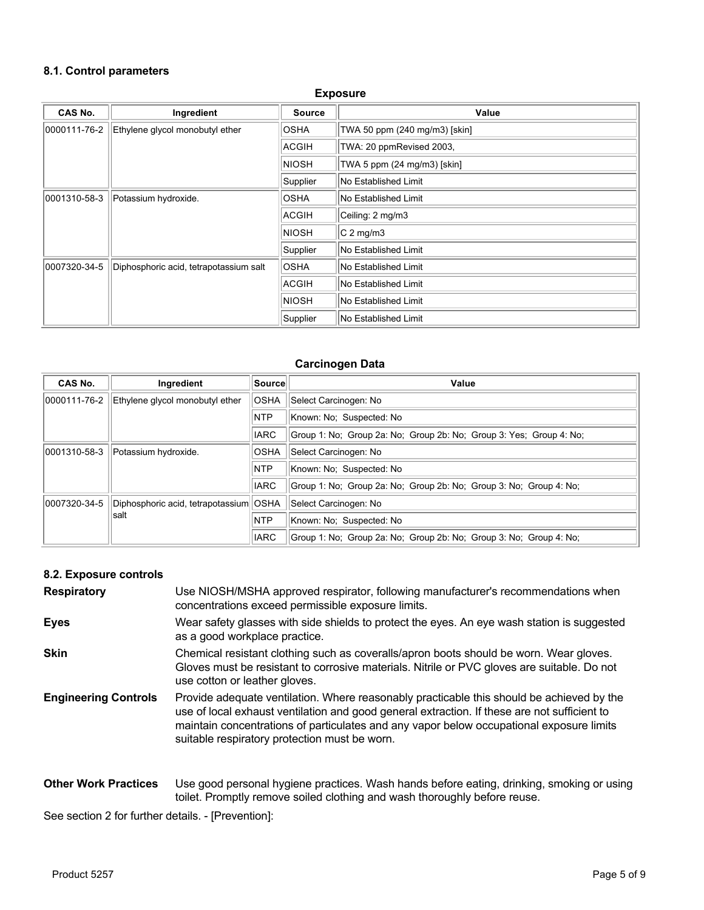### 8.1. Control parameters

**Exposure**

| CAS No. | Ingredient | Source | Value |
|---|---|---|---|
| 0000111-76-2 | Ethylene glycol monobutyl ether | OSHA | TWA 50 ppm (240 mg/m3) [skin] |
| | | ACGIH | TWA: 20 ppmRevised 2003, |
| | | NIOSH | TWA 5 ppm (24 mg/m3) [skin] |
| | | Supplier | No Established Limit |
| 0001310-58-3 | Potassium hydroxide. | OSHA | No Established Limit |
| | | ACGIH | Ceiling: 2 mg/m3 |
| | | NIOSH | C 2 mg/m3 |
| | | Supplier | No Established Limit |
| 0007320-34-5 | Diphosphoric acid, tetrapotassium salt | OSHA | No Established Limit |
| | | ACGIH | No Established Limit |
| | | NIOSH | No Established Limit |
| | | Supplier | No Established Limit |

**Carcinogen Data**

| CAS No. | Ingredient | Source | Value |
|---|---|---|---|
| 0000111-76-2 | Ethylene glycol monobutyl ether | OSHA | Select Carcinogen: No |
| | | NTP | Known: No; Suspected: No |
| | | IARC | Group 1: No; Group 2a: No; Group 2b: No; Group 3: Yes; Group 4: No; |
| 0001310-58-3 | Potassium hydroxide. | OSHA | Select Carcinogen: No |
| | | NTP | Known: No; Suspected: No |
| | | IARC | Group 1: No; Group 2a: No; Group 2b: No; Group 3: No; Group 4: No; |
| 0007320-34-5 | Diphosphoric acid, tetrapotassium salt | OSHA | Select Carcinogen: No |
| | | NTP | Known: No; Suspected: No |
| | | IARC | Group 1: No; Group 2a: No; Group 2b: No; Group 3: No; Group 4: No; |

### 8.2. Exposure controls

**Respiratory** Use NIOSH/MSHA approved respirator, following manufacturer's recommendations when concentrations exceed permissible exposure limits.

**Eyes** Wear safety glasses with side shields to protect the eyes. An eye wash station is suggested as a good workplace practice.

**Skin** Chemical resistant clothing such as coveralls/apron boots should be worn. Wear gloves. Gloves must be resistant to corrosive materials. Nitrile or PVC gloves are suitable. Do not use cotton or leather gloves.

**Engineering Controls** Provide adequate ventilation. Where reasonably practicable this should be achieved by the use of local exhaust ventilation and good general extraction. If these are not sufficient to maintain concentrations of particulates and any vapor below occupational exposure limits suitable respiratory protection must be worn.

**Other Work Practices** Use good personal hygiene practices. Wash hands before eating, drinking, smoking or using toilet. Promptly remove soiled clothing and wash thoroughly before reuse.

See section 2 for further details. - [Prevention]: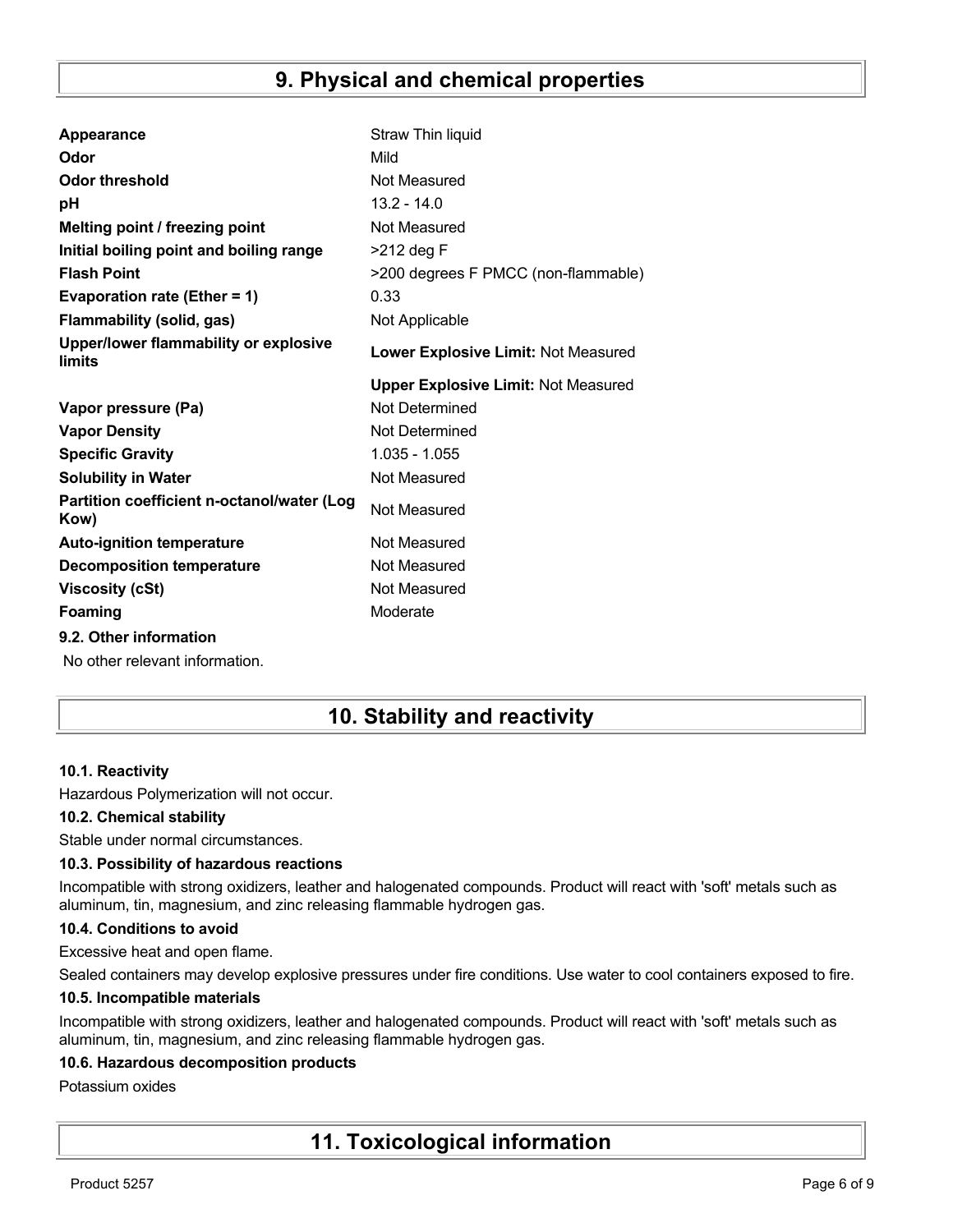# 9. Physical and chemical properties

| | |
|---|---|
| **Appearance** | Straw Thin liquid |
| **Odor** | Mild |
| **Odor threshold** | Not Measured |
| **pH** | 13.2 - 14.0 |
| **Melting point / freezing point** | Not Measured |
| **Initial boiling point and boiling range** | >212 deg F |
| **Flash Point** | >200 degrees F PMCC (non-flammable) |
| **Evaporation rate (Ether = 1)** | 0.33 |
| **Flammability (solid, gas)** | Not Applicable |
| **Upper/lower flammability or explosive limits** | **Lower Explosive Limit:** Not Measured |
| | **Upper Explosive Limit:** Not Measured |
| **Vapor pressure (Pa)** | Not Determined |
| **Vapor Density** | Not Determined |
| **Specific Gravity** | 1.035 - 1.055 |
| **Solubility in Water** | Not Measured |
| **Partition coefficient n-octanol/water (Log Kow)** | Not Measured |
| **Auto-ignition temperature** | Not Measured |
| **Decomposition temperature** | Not Measured |
| **Viscosity (cSt)** | Not Measured |
| **Foaming** | Moderate |

**9.2. Other information**

No other relevant information.

# 10. Stability and reactivity

**10.1. Reactivity**

Hazardous Polymerization will not occur.

**10.2. Chemical stability**

Stable under normal circumstances.

**10.3. Possibility of hazardous reactions**

Incompatible with strong oxidizers, leather and halogenated compounds. Product will react with 'soft' metals such as aluminum, tin, magnesium, and zinc releasing flammable hydrogen gas.

**10.4. Conditions to avoid**

Excessive heat and open flame.

Sealed containers may develop explosive pressures under fire conditions. Use water to cool containers exposed to fire.

**10.5. Incompatible materials**

Incompatible with strong oxidizers, leather and halogenated compounds. Product will react with 'soft' metals such as aluminum, tin, magnesium, and zinc releasing flammable hydrogen gas.

**10.6. Hazardous decomposition products**

Potassium oxides

# 11. Toxicological information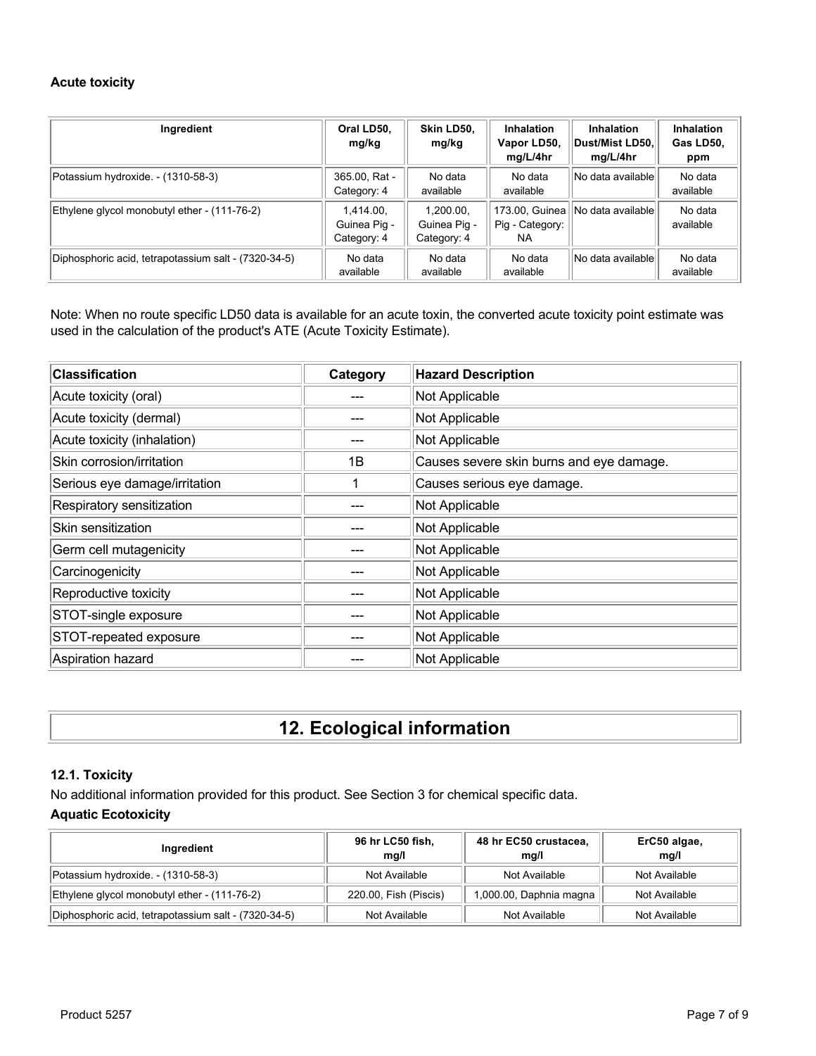**Acute toxicity**

| Ingredient | Oral LD50, mg/kg | Skin LD50, mg/kg | Inhalation Vapor LD50, mg/L/4hr | Inhalation Dust/Mist LD50, mg/L/4hr | Inhalation Gas LD50, ppm |
|---|---|---|---|---|---|
| Potassium hydroxide. - (1310-58-3) | 365.00, Rat - Category: 4 | No data available | No data available | No data available | No data available |
| Ethylene glycol monobutyl ether - (111-76-2) | 1,414.00, Guinea Pig - Category: 4 | 1,200.00, Guinea Pig - Category: 4 | 173.00, Guinea Pig - Category: NA | No data available | No data available |
| Diphosphoric acid, tetrapotassium salt - (7320-34-5) | No data available | No data available | No data available | No data available | No data available |

Note: When no route specific LD50 data is available for an acute toxin, the converted acute toxicity point estimate was used in the calculation of the product's ATE (Acute Toxicity Estimate).

| Classification | Category | Hazard Description |
|---|---|---|
| Acute toxicity (oral) | --- | Not Applicable |
| Acute toxicity (dermal) | --- | Not Applicable |
| Acute toxicity (inhalation) | --- | Not Applicable |
| Skin corrosion/irritation | 1B | Causes severe skin burns and eye damage. |
| Serious eye damage/irritation | 1 | Causes serious eye damage. |
| Respiratory sensitization | --- | Not Applicable |
| Skin sensitization | --- | Not Applicable |
| Germ cell mutagenicity | --- | Not Applicable |
| Carcinogenicity | --- | Not Applicable |
| Reproductive toxicity | --- | Not Applicable |
| STOT-single exposure | --- | Not Applicable |
| STOT-repeated exposure | --- | Not Applicable |
| Aspiration hazard | --- | Not Applicable |

# 12. Ecological information

### 12.1. Toxicity

No additional information provided for this product. See Section 3 for chemical specific data.

**Aquatic Ecotoxicity**

| Ingredient | 96 hr LC50 fish, mg/l | 48 hr EC50 crustacea, mg/l | ErC50 algae, mg/l |
|---|---|---|---|
| Potassium hydroxide. - (1310-58-3) | Not Available | Not Available | Not Available |
| Ethylene glycol monobutyl ether - (111-76-2) | 220.00, Fish (Piscis) | 1,000.00, Daphnia magna | Not Available |
| Diphosphoric acid, tetrapotassium salt - (7320-34-5) | Not Available | Not Available | Not Available |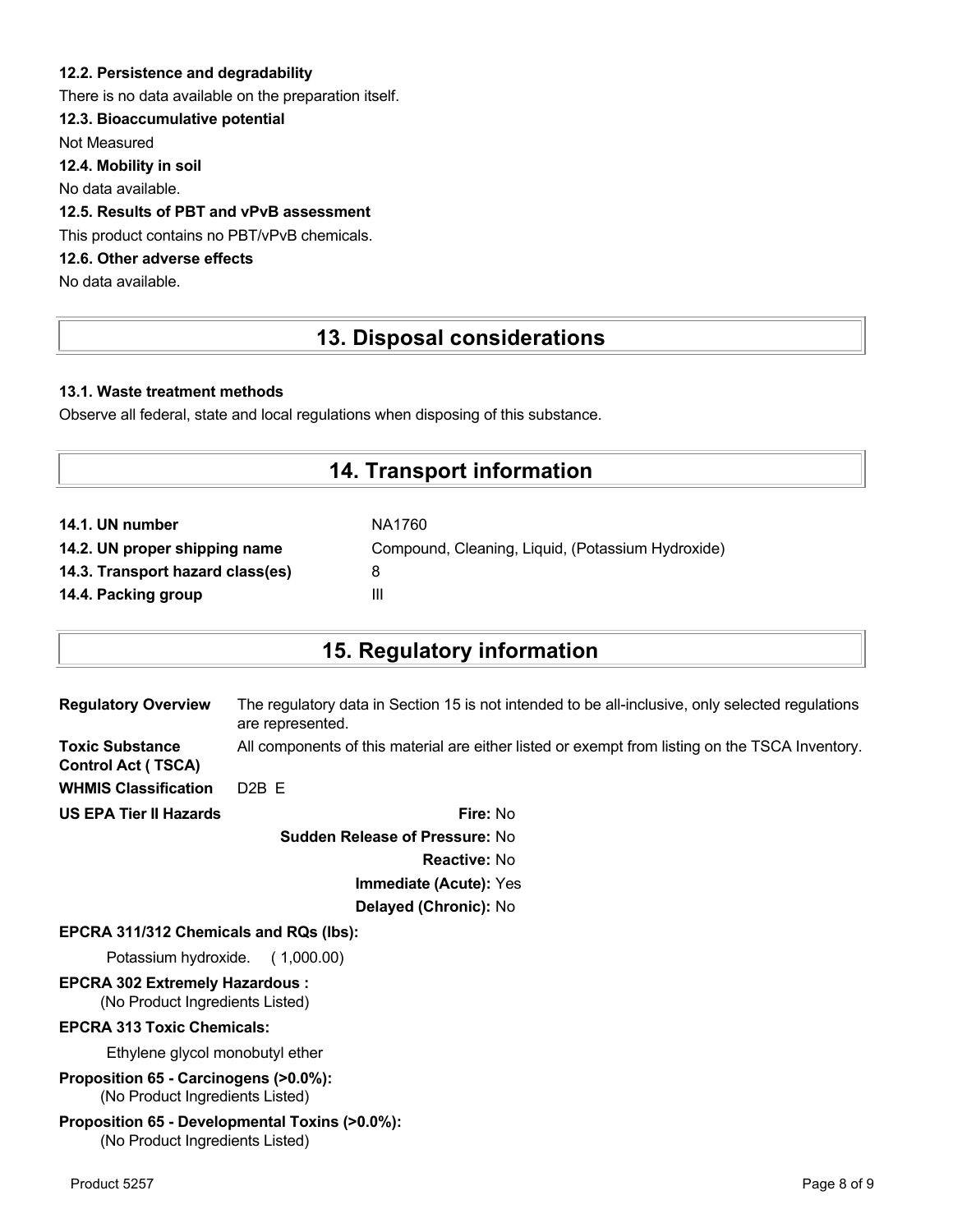### 12.2. Persistence and degradability

There is no data available on the preparation itself.

### 12.3. Bioaccumulative potential

Not Measured

### 12.4. Mobility in soil

No data available.

### 12.5. Results of PBT and vPvB assessment

This product contains no PBT/vPvB chemicals.

### 12.6. Other adverse effects

No data available.

## 13. Disposal considerations

### 13.1. Waste treatment methods

Observe all federal, state and local regulations when disposing of this substance.

## 14. Transport information

| | |
|---|---|
| **14.1. UN number** | NA1760 |
| **14.2. UN proper shipping name** | Compound, Cleaning, Liquid, (Potassium Hydroxide) |
| **14.3. Transport hazard class(es)** | 8 |
| **14.4. Packing group** | III |

## 15. Regulatory information

**Regulatory Overview** The regulatory data in Section 15 is not intended to be all-inclusive, only selected regulations are represented.

**Toxic Substance Control Act ( TSCA)** All components of this material are either listed or exempt from listing on the TSCA Inventory.

**WHMIS Classification** D2B E

**US EPA Tier II Hazards**

- **Fire:** No
- **Sudden Release of Pressure:** No
- **Reactive:** No
- **Immediate (Acute):** Yes
- **Delayed (Chronic):** No

**EPCRA 311/312 Chemicals and RQs (lbs):**

Potassium hydroxide. ( 1,000.00)

**EPCRA 302 Extremely Hazardous :**

(No Product Ingredients Listed)

**EPCRA 313 Toxic Chemicals:**

Ethylene glycol monobutyl ether

**Proposition 65 - Carcinogens (>0.0%):**

(No Product Ingredients Listed)

**Proposition 65 - Developmental Toxins (>0.0%):**

(No Product Ingredients Listed)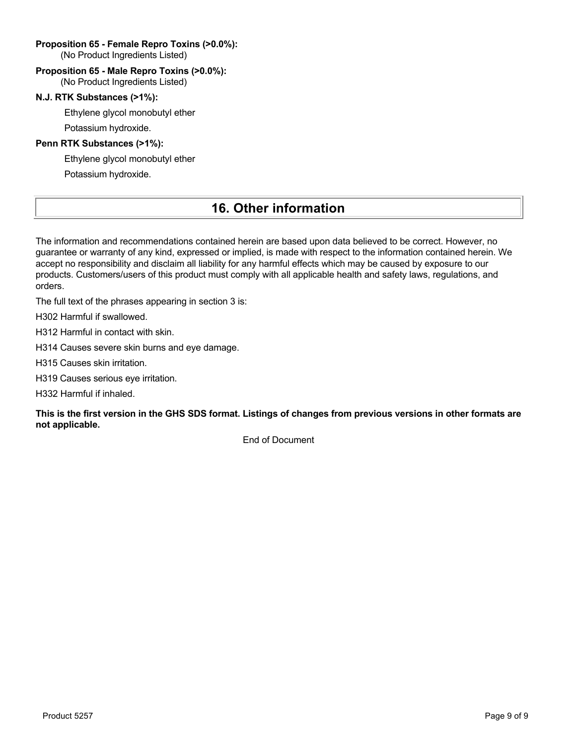**Proposition 65 - Female Repro Toxins (>0.0%):**
(No Product Ingredients Listed)

**Proposition 65 - Male Repro Toxins (>0.0%):**
(No Product Ingredients Listed)

**N.J. RTK Substances (>1%):**

Ethylene glycol monobutyl ether

Potassium hydroxide.

**Penn RTK Substances (>1%):**

Ethylene glycol monobutyl ether

Potassium hydroxide.

## 16. Other information

The information and recommendations contained herein are based upon data believed to be correct. However, no guarantee or warranty of any kind, expressed or implied, is made with respect to the information contained herein. We accept no responsibility and disclaim all liability for any harmful effects which may be caused by exposure to our products. Customers/users of this product must comply with all applicable health and safety laws, regulations, and orders.

The full text of the phrases appearing in section 3 is:

H302 Harmful if swallowed.

H312 Harmful in contact with skin.

H314 Causes severe skin burns and eye damage.

H315 Causes skin irritation.

H319 Causes serious eye irritation.

H332 Harmful if inhaled.

**This is the first version in the GHS SDS format. Listings of changes from previous versions in other formats are not applicable.**

End of Document